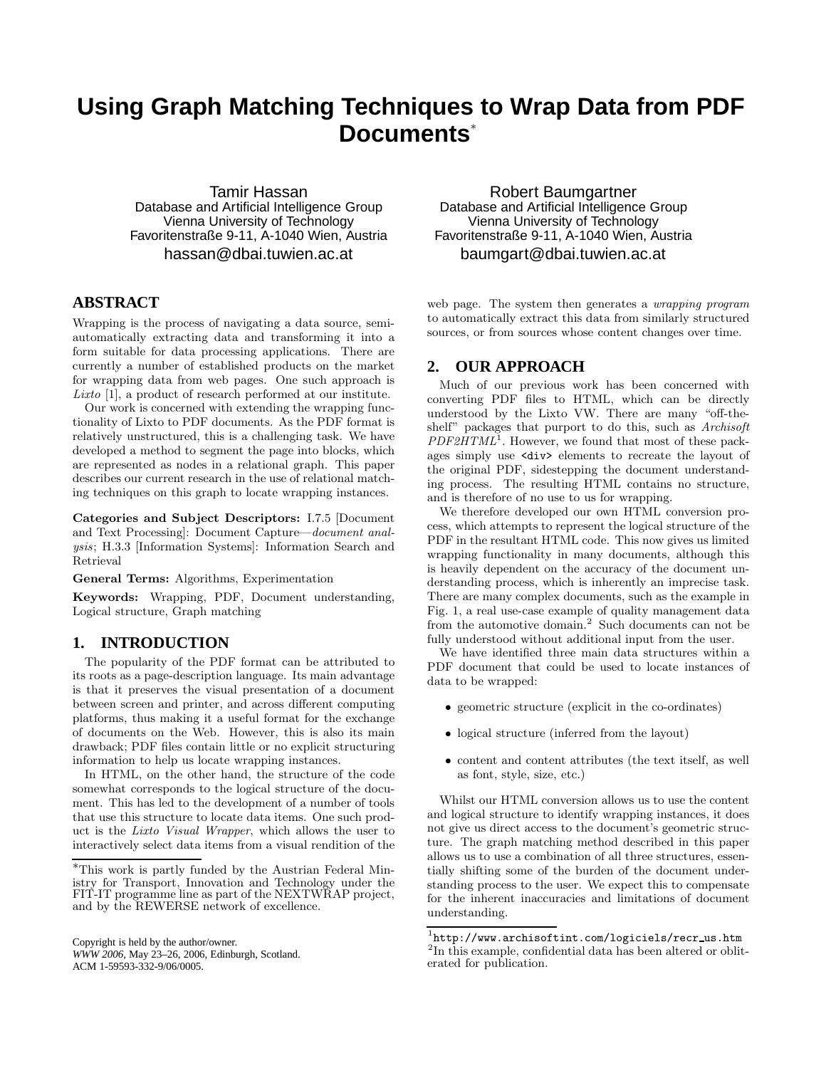# Using Graph Matching Techniques to Wrap Data from PDF Documents*

Tamir Hassan
Database and Artificial Intelligence Group
Vienna University of Technology
Favoritenstraße 9-11, A-1040 Wien, Austria
hassan@dbai.tuwien.ac.at

Robert Baumgartner
Database and Artificial Intelligence Group
Vienna University of Technology
Favoritenstraße 9-11, A-1040 Wien, Austria
baumgart@dbai.tuwien.ac.at

## ABSTRACT

Wrapping is the process of navigating a data source, semi-automatically extracting data and transforming it into a form suitable for data processing applications. There are currently a number of established products on the market for wrapping data from web pages. One such approach is *Lixto* [1], a product of research performed at our institute.

Our work is concerned with extending the wrapping functionality of Lixto to PDF documents. As the PDF format is relatively unstructured, this is a challenging task. We have developed a method to segment the page into blocks, which are represented as nodes in a relational graph. This paper describes our current research in the use of relational matching techniques on this graph to locate wrapping instances.

**Categories and Subject Descriptors:** I.7.5 [Document and Text Processing]: Document Capture—*document analysis*; H.3.3 [Information Systems]: Information Search and Retrieval

**General Terms:** Algorithms, Experimentation

**Keywords:** Wrapping, PDF, Document understanding, Logical structure, Graph matching

## 1. INTRODUCTION

The popularity of the PDF format can be attributed to its roots as a page-description language. Its main advantage is that it preserves the visual presentation of a document between screen and printer, and across different computing platforms, thus making it a useful format for the exchange of documents on the Web. However, this is also its main drawback; PDF files contain little or no explicit structuring information to help us locate wrapping instances.

In HTML, on the other hand, the structure of the code somewhat corresponds to the logical structure of the document. This has led to the development of a number of tools that use this structure to locate data items. One such product is the *Lixto Visual Wrapper*, which allows the user to interactively select data items from a visual rendition of the web page. The system then generates a *wrapping program* to automatically extract this data from similarly structured sources, or from sources whose content changes over time.

*This work is partly funded by the Austrian Federal Ministry for Transport, Innovation and Technology under the FIT-IT programme line as part of the NEXTWRAP project, and by the REWERSE network of excellence.

Copyright is held by the author/owner.
*WWW 2006*, May 23–26, 2006, Edinburgh, Scotland.
ACM 1-59593-332-9/06/0005.

## 2. OUR APPROACH

Much of our previous work has been concerned with converting PDF files to HTML, which can be directly understood by the Lixto VW. There are many "off-the-shelf" packages that purport to do this, such as *Archisoft PDF2HTML*[1]. However, we found that most of these packages simply use `<div>` elements to recreate the layout of the original PDF, sidestepping the document understanding process. The resulting HTML contains no structure, and is therefore of no use to us for wrapping.

We therefore developed our own HTML conversion process, which attempts to represent the logical structure of the PDF in the resultant HTML code. This now gives us limited wrapping functionality in many documents, although this is heavily dependent on the accuracy of the document understanding process, which is inherently an imprecise task. There are many complex documents, such as the example in Fig. 1, a real use-case example of quality management data from the automotive domain.[2] Such documents can not be fully understood without additional input from the user.

We have identified three main data structures within a PDF document that could be used to locate instances of data to be wrapped:

- geometric structure (explicit in the co-ordinates)
- logical structure (inferred from the layout)
- content and content attributes (the text itself, as well as font, style, size, etc.)

Whilst our HTML conversion allows us to use the content and logical structure to identify wrapping instances, it does not give us direct access to the document's geometric structure. The graph matching method described in this paper allows us to use a combination of all three structures, essentially shifting some of the burden of the document understanding process to the user. We expect this to compensate for the inherent inaccuracies and limitations of document understanding.

[1] http://www.archisoftint.com/logiciels/recr_us.htm
[2] In this example, confidential data has been altered or obliterated for publication.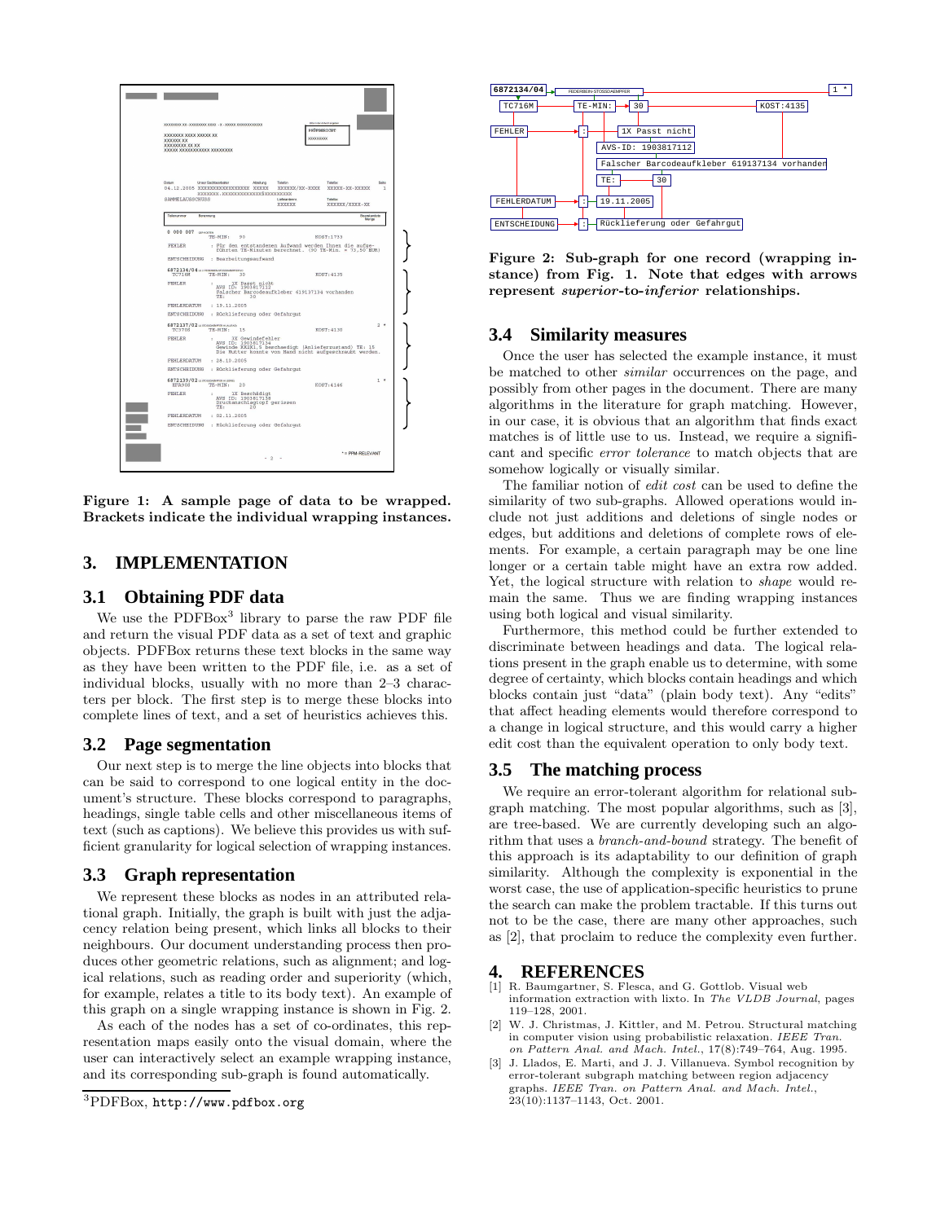Figure 1: A sample page of data to be wrapped. Brackets indicate the individual wrapping instances.

## 3. IMPLEMENTATION

### 3.1 Obtaining PDF data

We use the PDFBox[3] library to parse the raw PDF file and return the visual PDF data as a set of text and graphic objects. PDFBox returns these text blocks in the same way as they have been written to the PDF file, i.e. as a set of individual blocks, usually with no more than 2–3 characters per block. The first step is to merge these blocks into complete lines of text, and a set of heuristics achieves this.

### 3.2 Page segmentation

Our next step is to merge the line objects into blocks that can be said to correspond to one logical entity in the document's structure. These blocks correspond to paragraphs, headings, single table cells and other miscellaneous items of text (such as captions). We believe this provides us with sufficient granularity for logical selection of wrapping instances.

### 3.3 Graph representation

We represent these blocks as nodes in an attributed relational graph. Initially, the graph is built with just the adjacency relation being present, which links all blocks to their neighbours. Our document understanding process then produces other geometric relations, such as alignment; and logical relations, such as reading order and superiority (which, for example, relates a title to its body text). An example of this graph on a single wrapping instance is shown in Fig. 2.

As each of the nodes has a set of co-ordinates, this representation maps easily onto the visual domain, where the user can interactively select an example wrapping instance, and its corresponding sub-graph is found automatically.

[3]PDFBox, http://www.pdfbox.org

Figure 2: Sub-graph for one record (wrapping instance) from Fig. 1. Note that edges with arrows represent *superior*-to-*inferior* relationships.

### 3.4 Similarity measures

Once the user has selected the example instance, it must be matched to other *similar* occurrences on the page, and possibly from other pages in the document. There are many algorithms in the literature for graph matching. However, in our case, it is obvious that an algorithm that finds exact matches is of little use to us. Instead, we require a significant and specific *error tolerance* to match objects that are somehow logically or visually similar.

The familiar notion of *edit cost* can be used to define the similarity of two sub-graphs. Allowed operations would include not just additions and deletions of single nodes or edges, but additions and deletions of complete rows of elements. For example, a certain paragraph may be one line longer or a certain table might have an extra row added. Yet, the logical structure with relation to *shape* would remain the same. Thus we are finding wrapping instances using both logical and visual similarity.

Furthermore, this method could be further extended to discriminate between headings and data. The logical relations present in the graph enable us to determine, with some degree of certainty, which blocks contain headings and which blocks contain just "data" (plain body text). Any "edits" that affect heading elements would therefore correspond to a change in logical structure, and this would carry a higher edit cost than the equivalent operation to only body text.

### 3.5 The matching process

We require an error-tolerant algorithm for relational subgraph matching. The most popular algorithms, such as [3], are tree-based. We are currently developing such an algorithm that uses a *branch-and-bound* strategy. The benefit of this approach is its adaptability to our definition of graph similarity. Although the complexity is exponential in the worst case, the use of application-specific heuristics to prune the search can make the problem tractable. If this turns out not to be the case, there are many other approaches, such as [2], that proclaim to reduce the complexity even further.

## 4. REFERENCES

[1] R. Baumgartner, S. Flesca, and G. Gottlob. Visual web information extraction with lixto. In *The VLDB Journal*, pages 119–128, 2001.

[2] W. J. Christmas, J. Kittler, and M. Petrou. Structural matching in computer vision using probabilistic relaxation. *IEEE Tran. on Pattern Anal. and Mach. Intel.*, 17(8):749–764, Aug. 1995.

[3] J. Llados, E. Marti, and J. J. Villanueva. Symbol recognition by error-tolerant subgraph matching between region adjacency graphs. *IEEE Tran. on Pattern Anal. and Mach. Intel.*, 23(10):1137–1143, Oct. 2001.